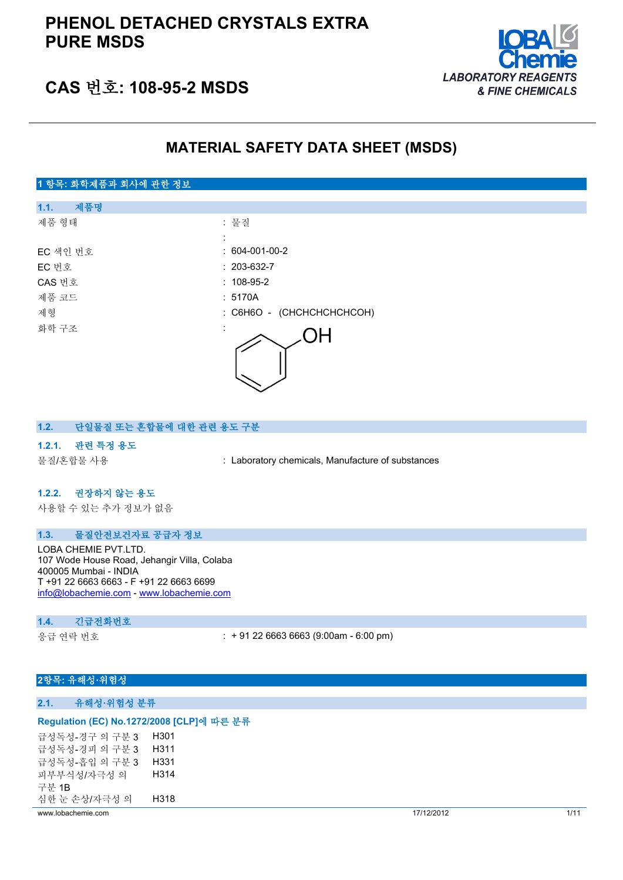# PHENOL DETACHED CRYSTALS EXTRA PURE MSDS

## CAS 번호: 108-95-2 MSDS

LOBA Chemie
LABORATORY REAGENTS & FINE CHEMICALS

## MATERIAL SAFETY DATA SHEET (MSDS)

### 1 항목: 화학제품과 회사에 관한 정보

#### 1.1. 제품명

| | |
|---|---|
| 제품 형태 | : 물질 |
| | : |
| EC 색인 번호 | : 604-001-00-2 |
| EC 번호 | : 203-632-7 |
| CAS 번호 | : 108-95-2 |
| 제품 코드 | : 5170A |
| 제형 | : C6H6O - (CHCHCHCHCHCOH) |
| 화학 구조 | : |

#### 1.2. 단일물질 또는 혼합물에 대한 관련 용도 구분

##### 1.2.1. 관련 특정 용도

| | |
|---|---|
| 물질/혼합물 사용 | : Laboratory chemicals, Manufacture of substances |

##### 1.2.2. 권장하지 않는 용도

사용할 수 있는 추가 정보가 없음

#### 1.3. 물질안전보건자료 공급자 정보

LOBA CHEMIE PVT.LTD.
107 Wode House Road, Jehangir Villa, Colaba
400005 Mumbai - INDIA
T +91 22 6663 6663 - F +91 22 6663 6699
info@lobachemie.com - www.lobachemie.com

#### 1.4. 긴급전화번호

| | |
|---|---|
| 응급 연락 번호 | : + 91 22 6663 6663 (9:00am - 6:00 pm) |

### 2항목: 유해성·위험성

#### 2.1. 유해성·위험성 분류

**Regulation (EC) No.1272/2008 [CLP]에 따른 분류**

| | |
|---|---|
| 급성독성-경구 의 구분 3 | H301 |
| 급성독성-경피 의 구분 3 | H311 |
| 급성독성-흡입 의 구분 3 | H331 |
| 피부부식성/자극성 의 구분 1B | H314 |
| 심한 눈 손상/자극성 의 | H318 |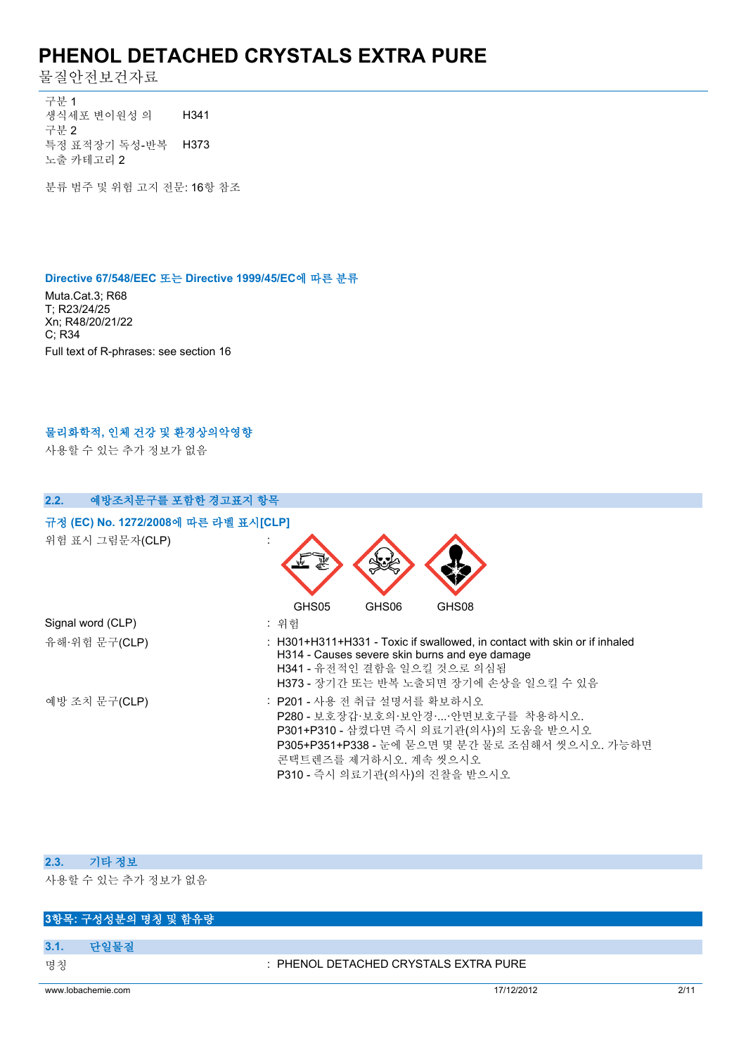구분 1

| | |
|---|---|
| 생식세포 변이원성 의 구분 2 | H341 |
| 특정 표적장기 독성-반복 노출 카테고리 2 | H373 |

분류 범주 및 위험 고지 전문: 16항 참조

#### Directive 67/548/EEC 또는 Directive 1999/45/EC에 따른 분류

Muta.Cat.3; R68
T; R23/24/25
Xn; R48/20/21/22
C; R34
Full text of R-phrases: see section 16

#### 물리화학적, 인체 건강 및 환경상의악영향

사용할 수 있는 추가 정보가 없음

### 2.2. 예방조치문구를 포함한 경고표지 항목

#### 규정 (EC) No. 1272/2008에 따른 라벨 표시[CLP]

위험 표시 그림문자(CLP) : GHS05 GHS06 GHS08

Signal word (CLP) : 위험

유해·위험 문구(CLP) :
H301+H311+H331 - Toxic if swallowed, in contact with skin or if inhaled
H314 - Causes severe skin burns and eye damage
H341 - 유전적인 결함을 일으킬 것으로 의심됨
H373 - 장기간 또는 반복 노출되면 장기에 손상을 일으킬 수 있음

예방 조치 문구(CLP) :
P201 - 사용 전 취급 설명서를 확보하시오
P280 - 보호장갑·보호의·보안경·...·안면보호구를 착용하시오.
P301+P310 - 삼켰다면 즉시 의료기관(의사)의 도움을 받으시오
P305+P351+P338 - 눈에 묻으면 몇 분간 물로 조심해서 씻으시오. 가능하면 콘택트렌즈를 제거하시오. 계속 씻으시오
P310 - 즉시 의료기관(의사)의 진찰을 받으시오

### 2.3. 기타 정보

사용할 수 있는 추가 정보가 없음

## 3항목: 구성성분의 명칭 및 함유량

### 3.1. 단일물질

명칭 : PHENOL DETACHED CRYSTALS EXTRA PURE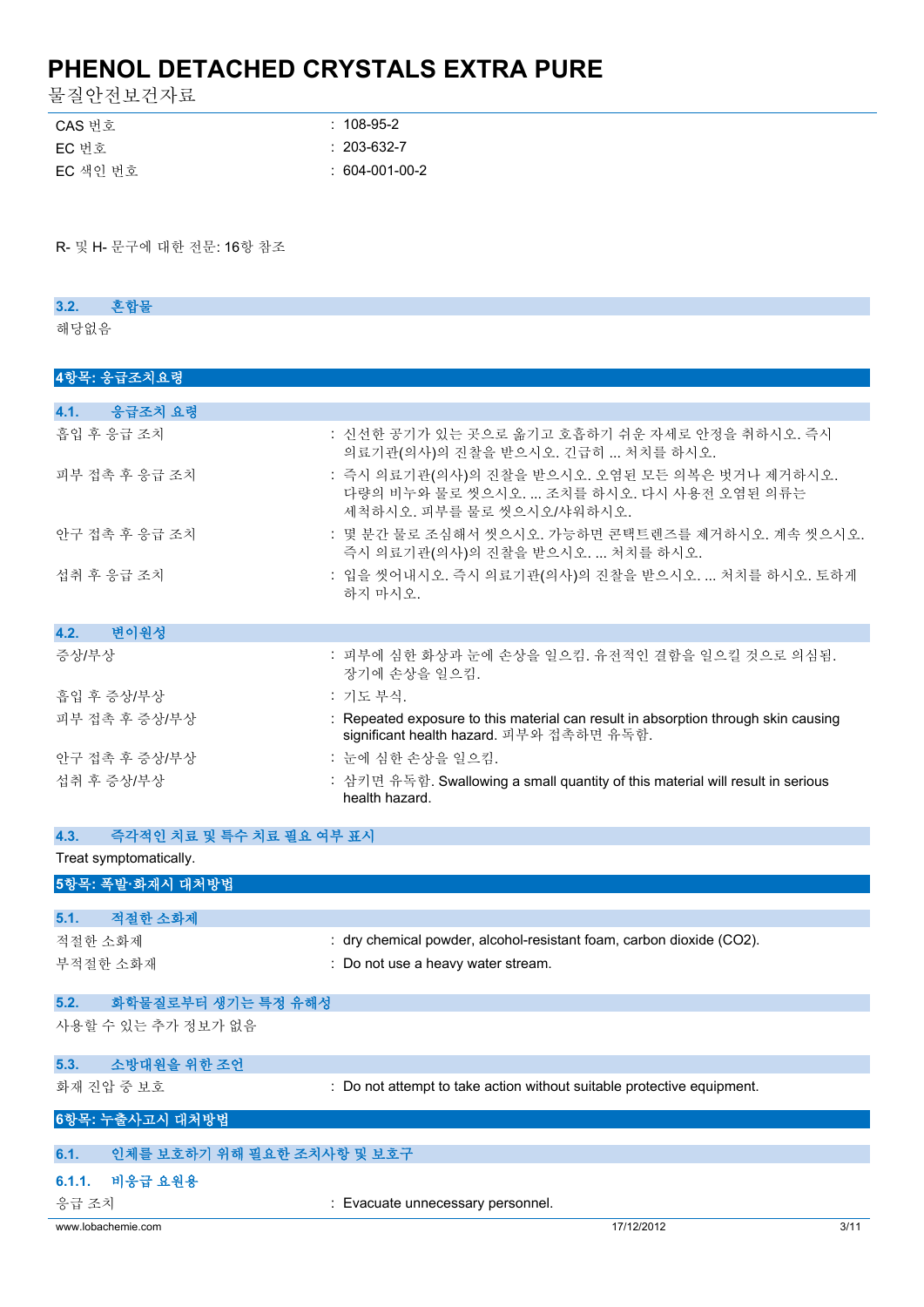| | |
|---|---|
| CAS 번호 | : 108-95-2 |
| EC 번호 | : 203-632-7 |
| EC 색인 번호 | : 604-001-00-2 |

R- 및 H- 문구에 대한 전문: 16항 참조

### 3.2. 혼합물

해당없음

## 4항목: 응급조치요령

### 4.1. 응급조치 요령

| | |
|---|---|
| 흡입 후 응급 조치 | : 신선한 공기가 있는 곳으로 옮기고 호흡하기 쉬운 자세로 안정을 취하시오. 즉시 의료기관(의사)의 진찰을 받으시오. 긴급히 ... 처치를 하시오. |
| 피부 접촉 후 응급 조치 | : 즉시 의료기관(의사)의 진찰을 받으시오. 오염된 모든 의복은 벗거나 제거하시오. 다량의 비누와 물로 씻으시오. ... 조치를 하시오. 다시 사용전 오염된 의류는 세척하시오. 피부를 물로 씻으시오/샤워하시오. |
| 안구 접촉 후 응급 조치 | : 몇 분간 물로 조심해서 씻으시오. 가능하면 콘택트렌즈를 제거하시오. 계속 씻으시오. 즉시 의료기관(의사)의 진찰을 받으시오. ... 처치를 하시오. |
| 섭취 후 응급 조치 | : 입을 씻어내시오. 즉시 의료기관(의사)의 진찰을 받으시오. ... 처치를 하시오. 토하게 하지 마시오. |

### 4.2. 변이원성

| | |
|---|---|
| 증상/부상 | : 피부에 심한 화상과 눈에 손상을 일으킴. 유전적인 결함을 일으킬 것으로 의심됨. 장기에 손상을 일으킴. |
| 흡입 후 증상/부상 | : 기도 부식. |
| 피부 접촉 후 증상/부상 | : Repeated exposure to this material can result in absorption through skin causing significant health hazard. 피부와 접촉하면 유독함. |
| 안구 접촉 후 증상/부상 | : 눈에 심한 손상을 일으킴. |
| 섭취 후 증상/부상 | : 삼키면 유독함. Swallowing a small quantity of this material will result in serious health hazard. |

### 4.3. 즉각적인 치료 및 특수 치료 필요 여부 표시

Treat symptomatically.

## 5항목: 폭발·화재시 대처방법

### 5.1. 적절한 소화제

| | |
|---|---|
| 적절한 소화제 | : dry chemical powder, alcohol-resistant foam, carbon dioxide ($CO_2$). |
| 부적절한 소화제 | : Do not use a heavy water stream. |

### 5.2. 화학물질로부터 생기는 특정 유해성

사용할 수 있는 추가 정보가 없음

### 5.3. 소방대원을 위한 조언

| | |
|---|---|
| 화재 진압 중 보호 | : Do not attempt to take action without suitable protective equipment. |

## 6항목: 누출사고시 대처방법

### 6.1. 인체를 보호하기 위해 필요한 조치사항 및 보호구

#### 6.1.1. 비응급 요원용

| | |
|---|---|
| 응급 조치 | : Evacuate unnecessary personnel. |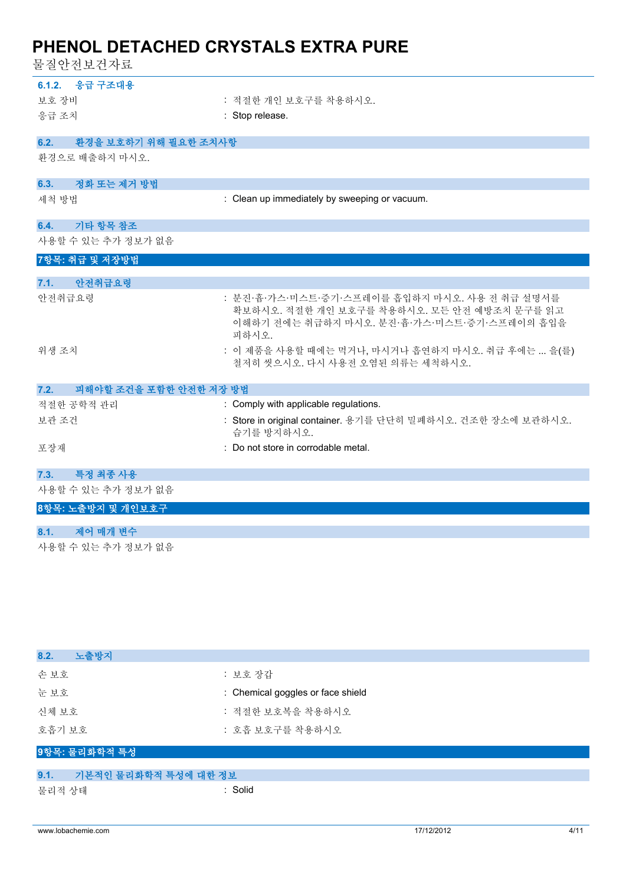#### 6.1.2. 응급 구조대용

보호 장비 : 적절한 개인 보호구를 착용하시오.

응급 조치 : Stop release.

### 6.2. 환경을 보호하기 위해 필요한 조치사항

환경으로 배출하지 마시오.

### 6.3. 정화 또는 제거 방법

세척 방법 : Clean up immediately by sweeping or vacuum.

### 6.4. 기타 항목 참조

사용할 수 있는 추가 정보가 없음

## 7항목: 취급 및 저장방법

### 7.1. 안전취급요령

안전취급요령 : 분진·흄·가스·미스트·증기·스프레이를 흡입하지 마시오. 사용 전 취급 설명서를 확보하시오. 적절한 개인 보호구를 착용하시오. 모든 안전 예방조치 문구를 읽고 이해하기 전에는 취급하지 마시오. 분진·흄·가스·미스트·증기·스프레이의 흡입을 피하시오.

위생 조치 : 이 제품을 사용할 때에는 먹거나, 마시거나 흡연하지 마시오. 취급 후에는 ... 을(를) 철저히 씻으시오. 다시 사용전 오염된 의류는 세척하시오.

### 7.2. 피해야할 조건을 포함한 안전한 저장 방법

적절한 공학적 관리 : Comply with applicable regulations.

보관 조건 : Store in original container. 용기를 단단히 밀폐하시오. 건조한 장소에 보관하시오. 습기를 방지하시오.

포장재 : Do not store in corrodable metal.

### 7.3. 특정 최종 사용

사용할 수 있는 추가 정보가 없음

## 8항목: 노출방지 및 개인보호구

### 8.1. 제어 매개 변수

사용할 수 있는 추가 정보가 없음

### 8.2. 노출방지

손 보호 : 보호 장갑

눈 보호 : Chemical goggles or face shield

신체 보호 : 적절한 보호복을 착용하시오

호흡기 보호 : 호흡 보호구를 착용하시오

## 9항목: 물리화학적 특성

### 9.1. 기본적인 물리화학적 특성에 대한 정보

물리적 상태 : Solid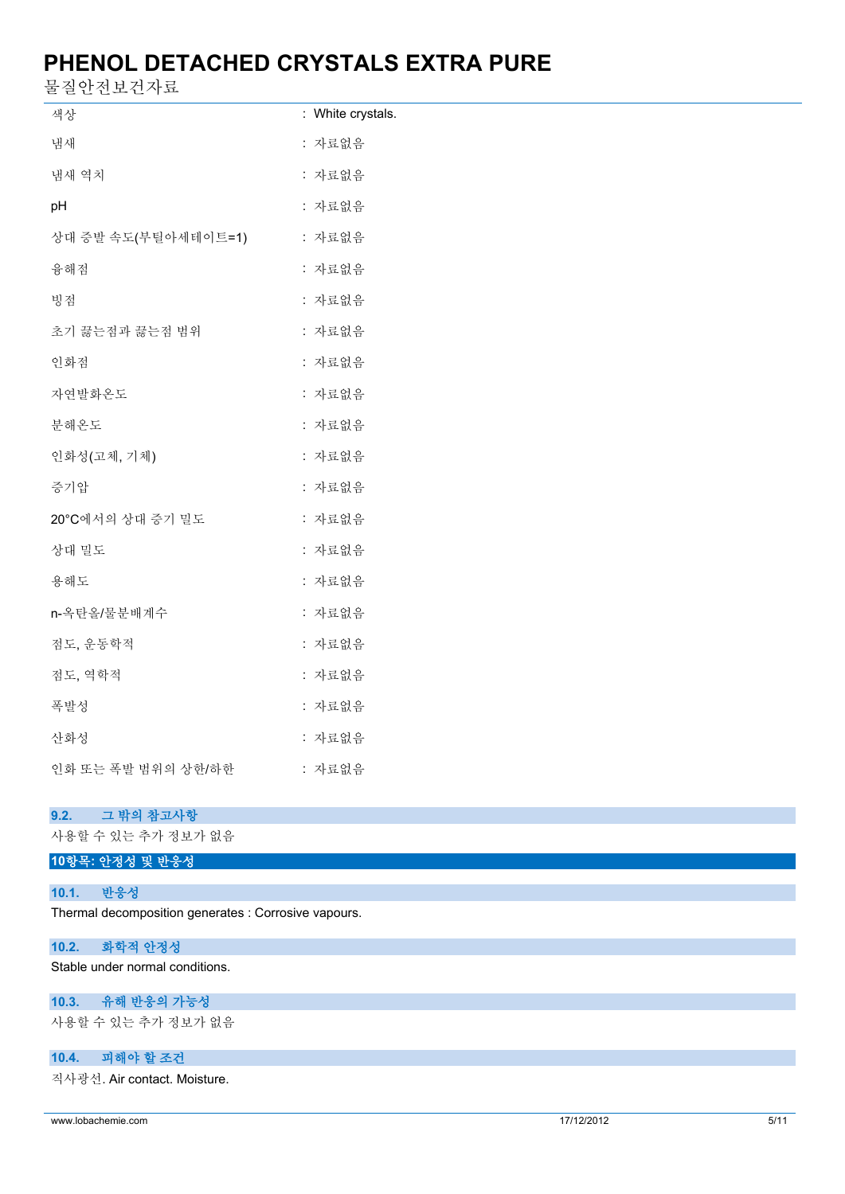| | |
|---|---|
| 색상 | : White crystals. |
| 냄새 | : 자료없음 |
| 냄새 역치 | : 자료없음 |
| pH | : 자료없음 |
| 상대 증발 속도(부틸아세테이트=1) | : 자료없음 |
| 용해점 | : 자료없음 |
| 빙점 | : 자료없음 |
| 초기 끓는점과 끓는점 범위 | : 자료없음 |
| 인화점 | : 자료없음 |
| 자연발화온도 | : 자료없음 |
| 분해온도 | : 자료없음 |
| 인화성(고체, 기체) | : 자료없음 |
| 증기압 | : 자료없음 |
| 20°C에서의 상대 증기 밀도 | : 자료없음 |
| 상대 밀도 | : 자료없음 |
| 용해도 | : 자료없음 |
| n-옥탄올/물분배계수 | : 자료없음 |
| 점도, 운동학적 | : 자료없음 |
| 점도, 역학적 | : 자료없음 |
| 폭발성 | : 자료없음 |
| 산화성 | : 자료없음 |
| 인화 또는 폭발 범위의 상한/하한 | : 자료없음 |

### 9.2. 그 밖의 참고사항

사용할 수 있는 추가 정보가 없음

## 10항목: 안정성 및 반응성

### 10.1. 반응성

Thermal decomposition generates : Corrosive vapours.

### 10.2. 화학적 안정성

Stable under normal conditions.

### 10.3. 유해 반응의 가능성

사용할 수 있는 추가 정보가 없음

### 10.4. 피해야 할 조건

직사광선. Air contact. Moisture.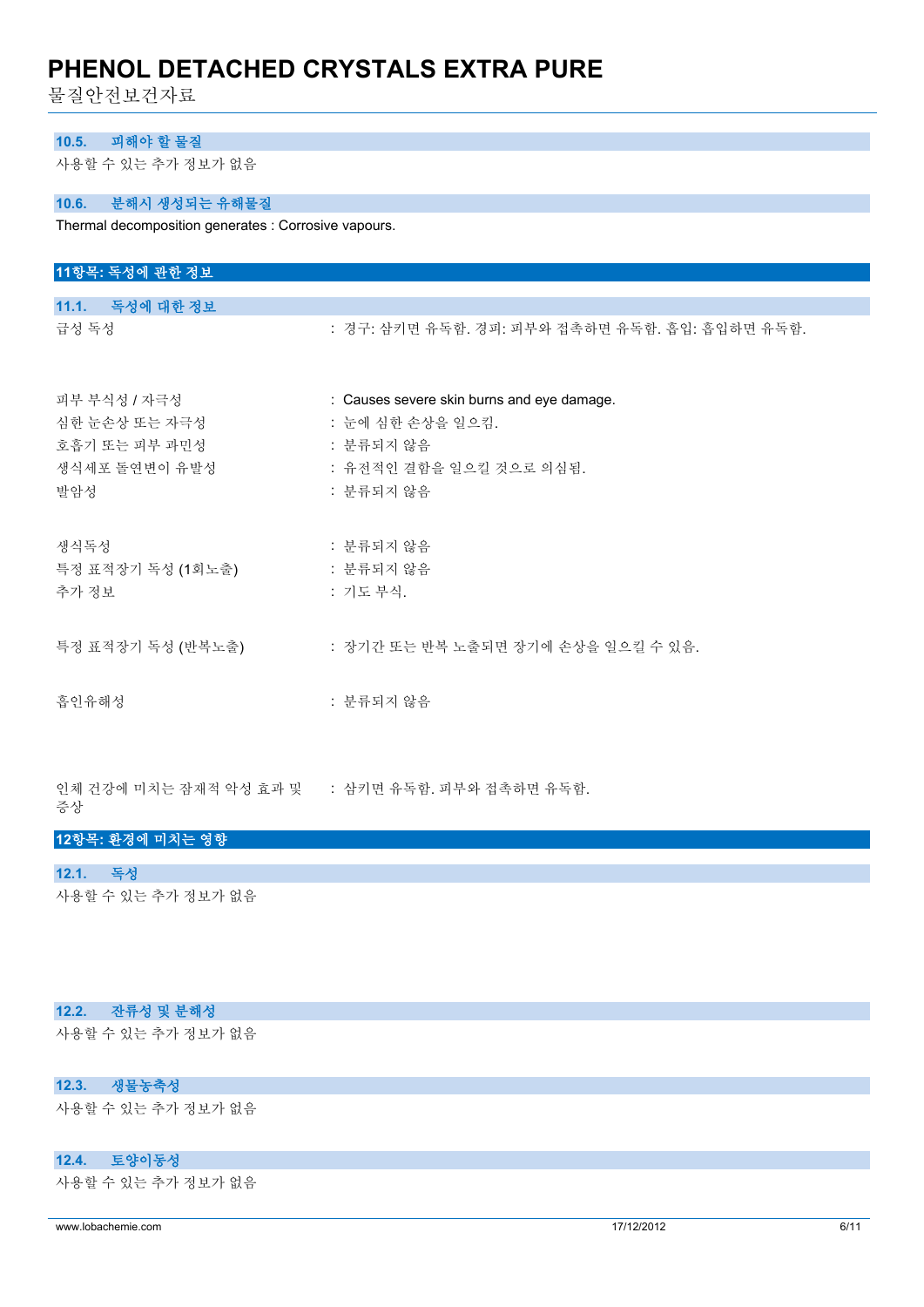### 10.5. 피해야 할 물질

사용할 수 있는 추가 정보가 없음

### 10.6. 분해시 생성되는 유해물질

Thermal decomposition generates : Corrosive vapours.

## 11항목: 독성에 관한 정보

### 11.1. 독성에 대한 정보

| | |
|---|---|
| 급성 독성 | : 경구: 삼키면 유독함. 경피: 피부와 접촉하면 유독함. 흡입: 흡입하면 유독함. |
| 피부 부식성 / 자극성 | : Causes severe skin burns and eye damage. |
| 심한 눈손상 또는 자극성 | : 눈에 심한 손상을 일으킴. |
| 호흡기 또는 피부 과민성 | : 분류되지 않음 |
| 생식세포 돌연변이 유발성 | : 유전적인 결함을 일으킬 것으로 의심됨. |
| 발암성 | : 분류되지 않음 |
| 생식독성 | : 분류되지 않음 |
| 특정 표적장기 독성 (1회노출) | : 분류되지 않음 |
| 추가 정보 | : 기도 부식. |
| 특정 표적장기 독성 (반복노출) | : 장기간 또는 반복 노출되면 장기에 손상을 일으킬 수 있음. |
| 흡인유해성 | : 분류되지 않음 |
| 인체 건강에 미치는 잠재적 악성 효과 및 증상 | : 삼키면 유독함. 피부와 접촉하면 유독함. |

## 12항목: 환경에 미치는 영향

### 12.1. 독성

사용할 수 있는 추가 정보가 없음

### 12.2. 잔류성 및 분해성

사용할 수 있는 추가 정보가 없음

### 12.3. 생물농축성

사용할 수 있는 추가 정보가 없음

### 12.4. 토양이동성

사용할 수 있는 추가 정보가 없음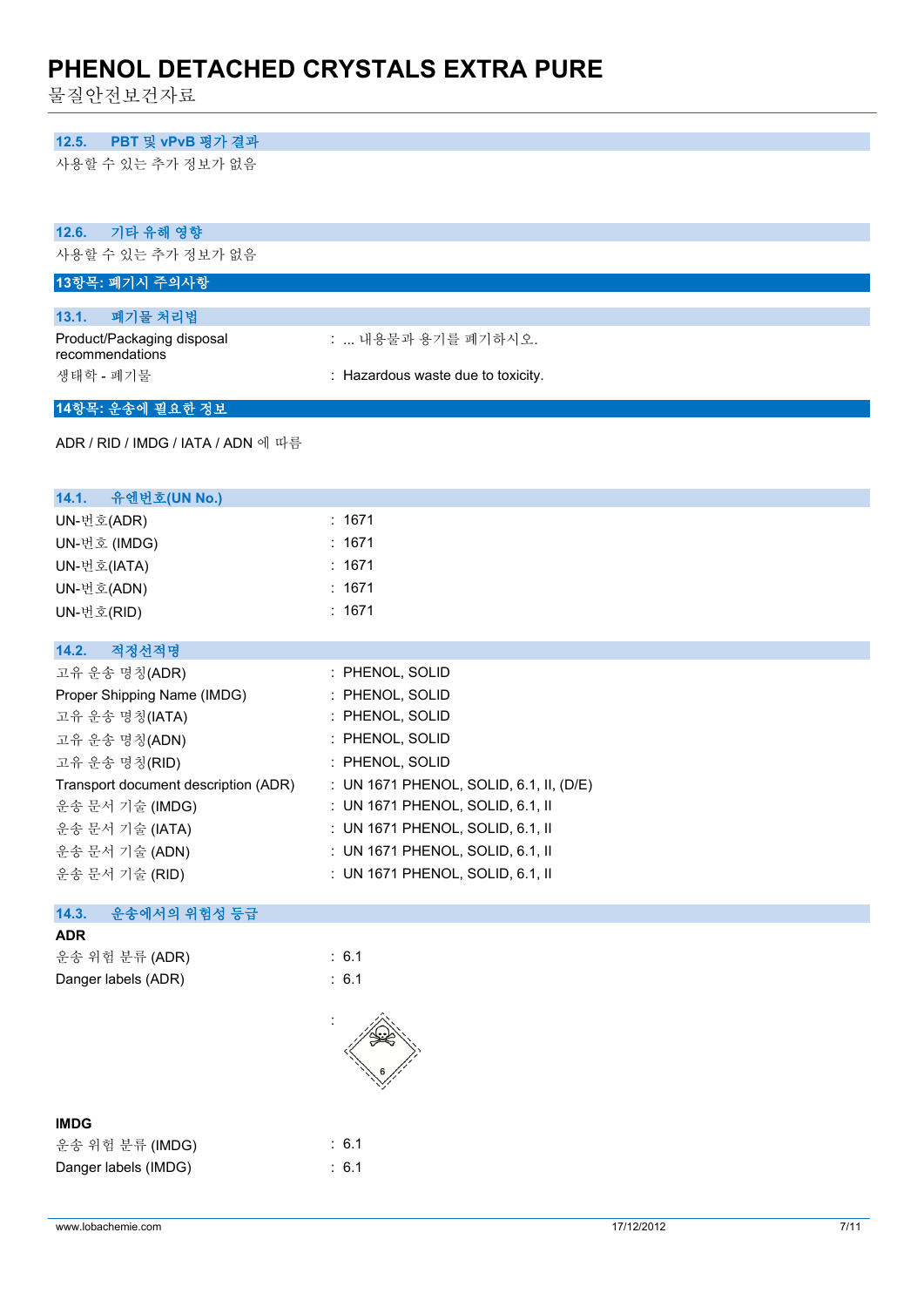### 12.5. PBT 및 vPvB 평가 결과

사용할 수 있는 추가 정보가 없음

### 12.6. 기타 유해 영향

사용할 수 있는 추가 정보가 없음

## 13항목: 폐기시 주의사항

### 13.1. 폐기물 처리법

| | |
|---|---|
| Product/Packaging disposal recommendations | : ... 내용물과 용기를 폐기하시오. |
| 생태학 - 폐기물 | : Hazardous waste due to toxicity. |

## 14항목: 운송에 필요한 정보

ADR / RID / IMDG / IATA / ADN 에 따름

### 14.1. 유엔번호(UN No.)

| | |
|---|---|
| UN-번호(ADR) | : 1671 |
| UN-번호 (IMDG) | : 1671 |
| UN-번호(IATA) | : 1671 |
| UN-번호(ADN) | : 1671 |
| UN-번호(RID) | : 1671 |

### 14.2. 적정선적명

| | |
|---|---|
| 고유 운송 명칭(ADR) | : PHENOL, SOLID |
| Proper Shipping Name (IMDG) | : PHENOL, SOLID |
| 고유 운송 명칭(IATA) | : PHENOL, SOLID |
| 고유 운송 명칭(ADN) | : PHENOL, SOLID |
| 고유 운송 명칭(RID) | : PHENOL, SOLID |
| Transport document description (ADR) | : UN 1671 PHENOL, SOLID, 6.1, II, (D/E) |
| 운송 문서 기술 (IMDG) | : UN 1671 PHENOL, SOLID, 6.1, II |
| 운송 문서 기술 (IATA) | : UN 1671 PHENOL, SOLID, 6.1, II |
| 운송 문서 기술 (ADN) | : UN 1671 PHENOL, SOLID, 6.1, II |
| 운송 문서 기술 (RID) | : UN 1671 PHENOL, SOLID, 6.1, II |

### 14.3. 운송에서의 위험성 등급

**ADR**

| | |
|---|---|
| 운송 위험 분류 (ADR) | : 6.1 |
| Danger labels (ADR) | : 6.1 |
| | : |

**IMDG**

| | |
|---|---|
| 운송 위험 분류 (IMDG) | : 6.1 |
| Danger labels (IMDG) | : 6.1 |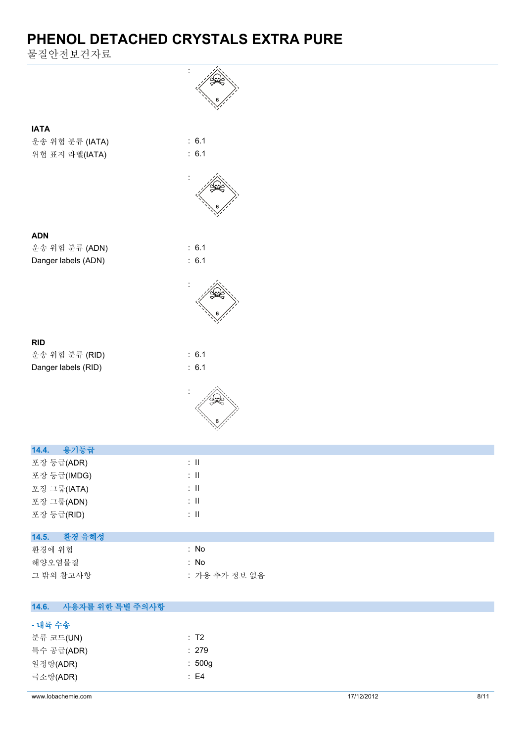:

**IATA**

운송 위험 분류 (IATA) : 6.1

위험 표지 라벨(IATA) : 6.1

:

**ADN**

운송 위험 분류 (ADN) : 6.1

Danger labels (ADN) : 6.1

:

**RID**

운송 위험 분류 (RID) : 6.1

Danger labels (RID) : 6.1

:

## 14.4. 용기등급

포장 등급(ADR) : II

포장 등급(IMDG) : II

포장 그룹(IATA) : II

포장 그룹(ADN) : II

포장 등급(RID) : II

## 14.5. 환경 유해성

환경에 위험 : No

해양오염물질 : No

그 밖의 참고사항 : 가용 추가 정보 없음

## 14.6. 사용자를 위한 특별 주의사항

**- 내륙 수송**

분류 코드(UN) : T2

특수 공급(ADR) : 279

일정량(ADR) : 500g

극소량(ADR) : E4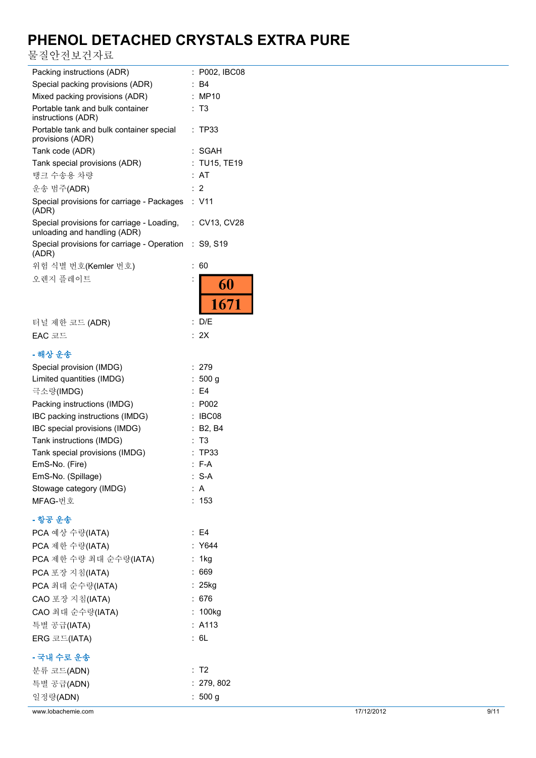| | |
|---|---|
| Packing instructions (ADR) | : P002, IBC08 |
| Special packing provisions (ADR) | : B4 |
| Mixed packing provisions (ADR) | : MP10 |
| Portable tank and bulk container instructions (ADR) | : T3 |
| Portable tank and bulk container special provisions (ADR) | : TP33 |
| Tank code (ADR) | : SGAH |
| Tank special provisions (ADR) | : TU15, TE19 |
| 탱크 수송용 차량 | : AT |
| 운송 범주(ADR) | : 2 |
| Special provisions for carriage - Packages (ADR) | : V11 |
| Special provisions for carriage - Loading, unloading and handling (ADR) | : CV13, CV28 |
| Special provisions for carriage - Operation (ADR) | : S9, S19 |
| 위험 식별 번호(Kemler 번호) | : 60 |
| 오렌지 플레이트 | : 60 / 1671 |
| 터널 제한 코드 (ADR) | : D/E |
| EAC 코드 | : 2X |

**- 해상 운송**

| | |
|---|---|
| Special provision (IMDG) | : 279 |
| Limited quantities (IMDG) | : 500 g |
| 극소량(IMDG) | : E4 |
| Packing instructions (IMDG) | : P002 |
| IBC packing instructions (IMDG) | : IBC08 |
| IBC special provisions (IMDG) | : B2, B4 |
| Tank instructions (IMDG) | : T3 |
| Tank special provisions (IMDG) | : TP33 |
| EmS-No. (Fire) | : F-A |
| EmS-No. (Spillage) | : S-A |
| Stowage category (IMDG) | : A |
| MFAG-번호 | : 153 |

**- 항공 운송**

| | |
|---|---|
| PCA 예상 수량(IATA) | : E4 |
| PCA 제한 수량(IATA) | : Y644 |
| PCA 제한 수량 최대 순수량(IATA) | : 1kg |
| PCA 포장 지침(IATA) | : 669 |
| PCA 최대 순수량(IATA) | : 25kg |
| CAO 포장 지침(IATA) | : 676 |
| CAO 최대 순수량(IATA) | : 100kg |
| 특별 공급(IATA) | : A113 |
| ERG 코드(IATA) | : 6L |

**- 국내 수로 운송**

| | |
|---|---|
| 분류 코드(ADN) | : T2 |
| 특별 공급(ADN) | : 279, 802 |
| 일정량(ADN) | : 500 g |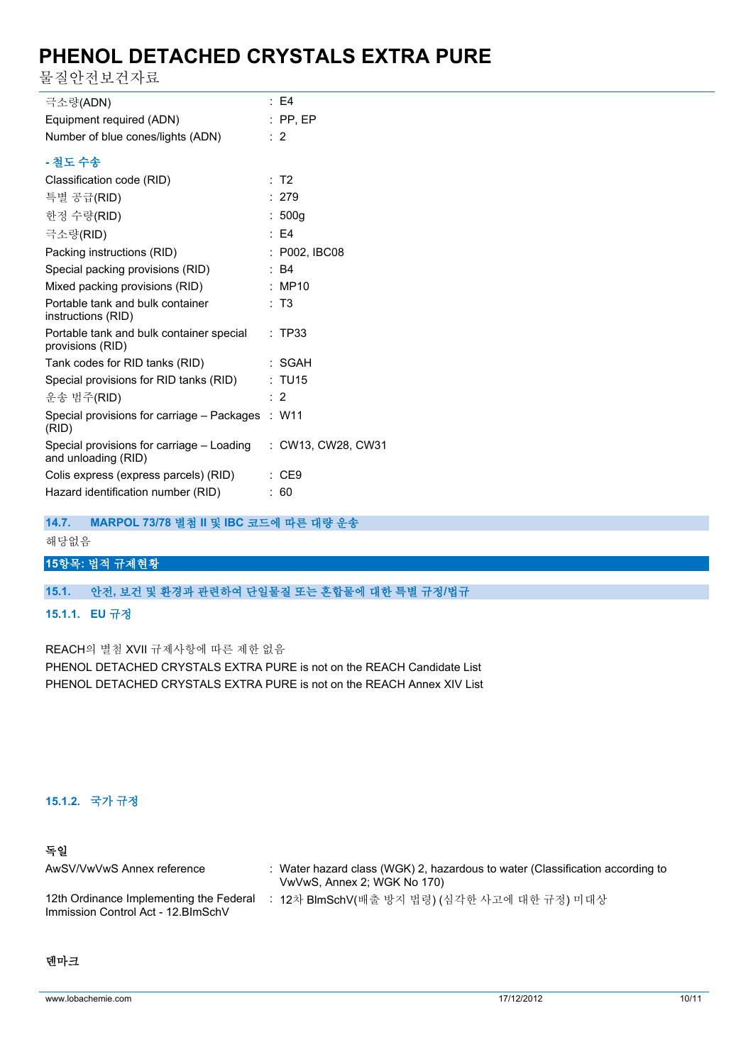| | |
|---|---|
| 극소량(ADN) | : E4 |
| Equipment required (ADN) | : PP, EP |
| Number of blue cones/lights (ADN) | : 2 |

**- 철도 수송**

| | |
|---|---|
| Classification code (RID) | : T2 |
| 특별 공급(RID) | : 279 |
| 한정 수량(RID) | : 500g |
| 극소량(RID) | : E4 |
| Packing instructions (RID) | : P002, IBC08 |
| Special packing provisions (RID) | : B4 |
| Mixed packing provisions (RID) | : MP10 |
| Portable tank and bulk container instructions (RID) | : T3 |
| Portable tank and bulk container special provisions (RID) | : TP33 |
| Tank codes for RID tanks (RID) | : SGAH |
| Special provisions for RID tanks (RID) | : TU15 |
| 운송 범주(RID) | : 2 |
| Special provisions for carriage – Packages (RID) | : W11 |
| Special provisions for carriage – Loading and unloading (RID) | : CW13, CW28, CW31 |
| Colis express (express parcels) (RID) | : CE9 |
| Hazard identification number (RID) | : 60 |

### 14.7. MARPOL 73/78 별첨 II 및 IBC 코드에 따른 대량 운송

해당없음

## 15항목: 법적 규제현황

### 15.1. 안전, 보건 및 환경과 관련하여 단일물질 또는 혼합물에 대한 특별 규정/법규

#### 15.1.1. EU 규정

REACH의 별첨 XVII 규제사항에 따른 제한 없음
PHENOL DETACHED CRYSTALS EXTRA PURE is not on the REACH Candidate List
PHENOL DETACHED CRYSTALS EXTRA PURE is not on the REACH Annex XIV List

#### 15.1.2. 국가 규정

**독일**

| | |
|---|---|
| AwSV/VwVwS Annex reference | : Water hazard class (WGK) 2, hazardous to water (Classification according to VwVwS, Annex 2; WGK No 170) |
| 12th Ordinance Implementing the Federal Immission Control Act - 12.BImSchV | : 12차 BImSchV(배출 방지 법령) (심각한 사고에 대한 규정) 미대상 |

**덴마크**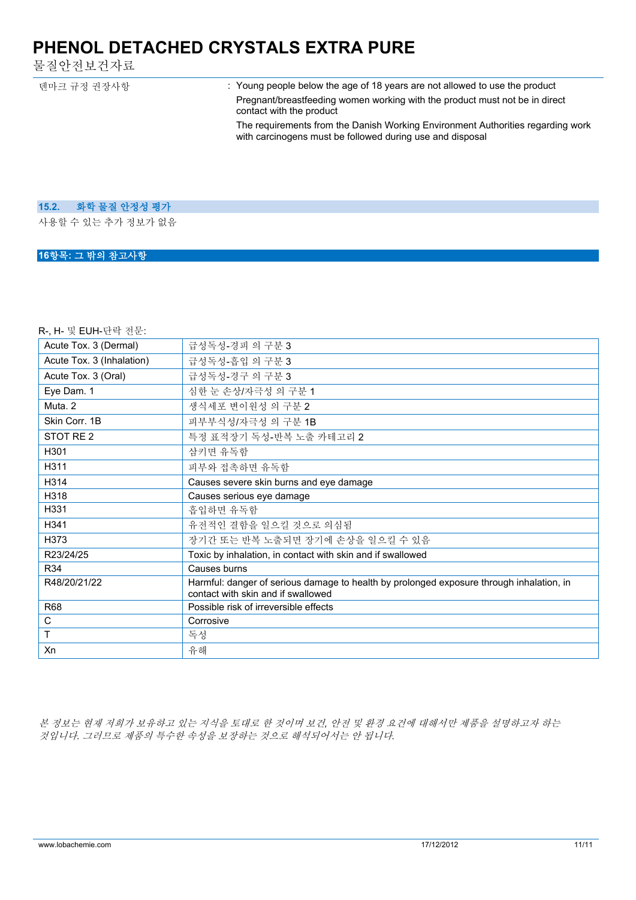덴마크 규정 권장사항 : Young people below the age of 18 years are not allowed to use the product

Pregnant/breastfeeding women working with the product must not be in direct contact with the product

The requirements from the Danish Working Environment Authorities regarding work with carcinogens must be followed during use and disposal

### 15.2. 화학 물질 안정성 평가

사용할 수 있는 추가 정보가 없음

## 16항목: 그 밖의 참고사항

R-, H- 및 EUH-단락 전문:

| | |
|---|---|
| Acute Tox. 3 (Dermal) | 급성독성-경피 의 구분 3 |
| Acute Tox. 3 (Inhalation) | 급성독성-흡입 의 구분 3 |
| Acute Tox. 3 (Oral) | 급성독성-경구 의 구분 3 |
| Eye Dam. 1 | 심한 눈 손상/자극성 의 구분 1 |
| Muta. 2 | 생식세포 변이원성 의 구분 2 |
| Skin Corr. 1B | 피부부식성/자극성 의 구분 1B |
| STOT RE 2 | 특정 표적장기 독성-반복 노출 카테고리 2 |
| H301 | 삼키면 유독함 |
| H311 | 피부와 접촉하면 유독함 |
| H314 | Causes severe skin burns and eye damage |
| H318 | Causes serious eye damage |
| H331 | 흡입하면 유독함 |
| H341 | 유전적인 결함을 일으킬 것으로 의심됨 |
| H373 | 장기간 또는 반복 노출되면 장기에 손상을 일으킬 수 있음 |
| R23/24/25 | Toxic by inhalation, in contact with skin and if swallowed |
| R34 | Causes burns |
| R48/20/21/22 | Harmful: danger of serious damage to health by prolonged exposure through inhalation, in contact with skin and if swallowed |
| R68 | Possible risk of irreversible effects |
| C | Corrosive |
| T | 독성 |
| Xn | 유해 |

*본 정보는 현재 저희가 보유하고 있는 지식을 토대로 한 것이며 보건, 안전 및 환경 요건에 대해서만 제품을 설명하고자 하는 것입니다. 그러므로 제품의 특수한 속성을 보장하는 것으로 해석되어서는 안 됩니다.*